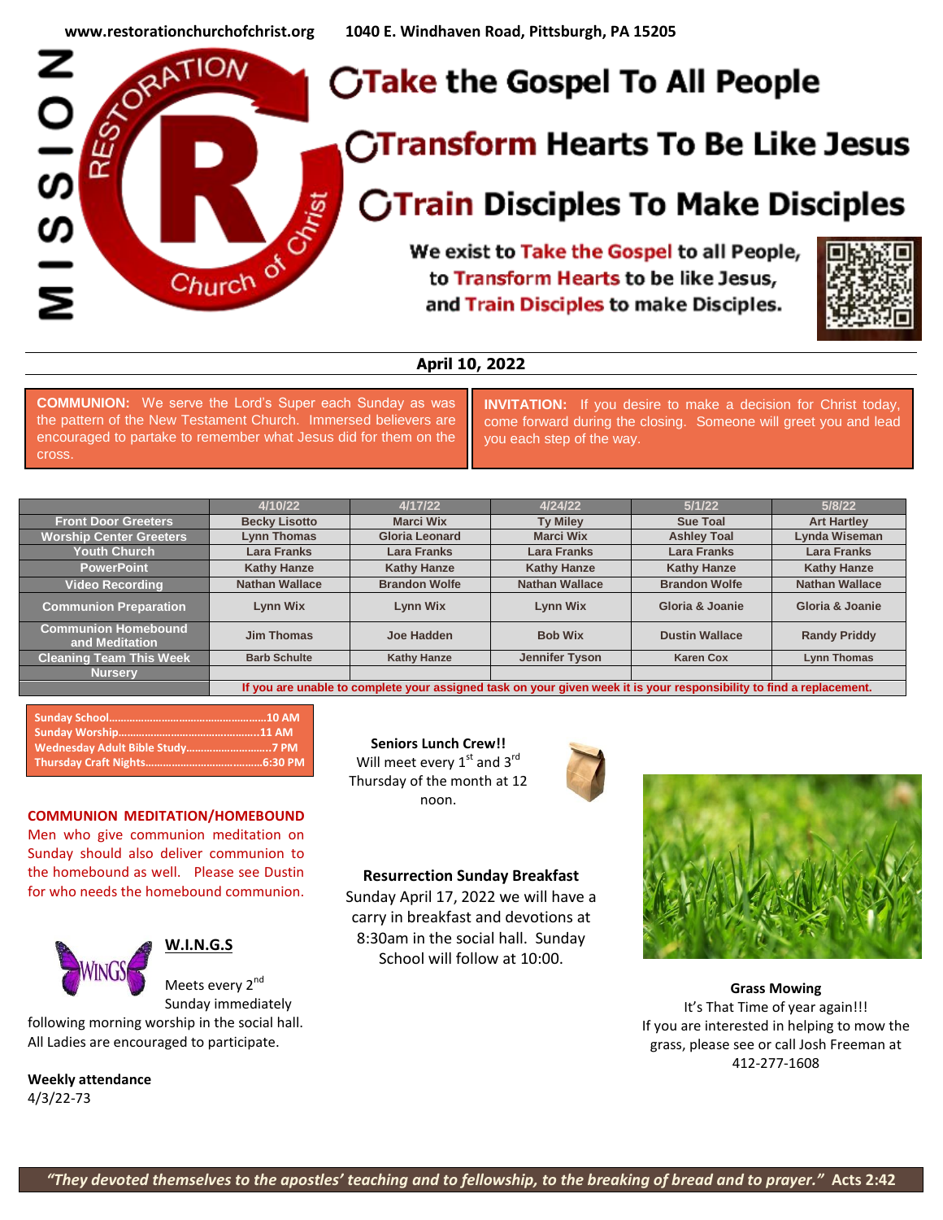www.restorationchurchofchrist.org 1040 E. Windhaven Road, Pittsburgh, PA 15205

MISSION

RESTORATION Church of Christ

# Take the Gospel To All People

# Transform Hearts To Be Like Jesus

# Train Disciples To Make Disciples

**We exist to Take the Gospel to all People, to Transform Hearts to be like Jesus, and Train Disciples to make Disciples.**

**April 10, 2022**

**COMMUNION:** We serve the Lord's Super each Sunday as was the pattern of the New Testament Church. Immersed believers are encouraged to partake to remember what Jesus did for them on the cross.

**INVITATION:** If you desire to make a decision for Christ today, come forward during the closing. Someone will greet you and lead you each step of the way.

| | 4/10/22 | 4/17/22 | 4/24/22 | 5/1/22 | 5/8/22 |
|---|---|---|---|---|---|
| Front Door Greeters | Becky Lisotto | Marci Wix | Ty Miley | Sue Toal | Art Hartley |
| Worship Center Greeters | Lynn Thomas | Gloria Leonard | Marci Wix | Ashley Toal | Lynda Wiseman |
| Youth Church | Lara Franks | Lara Franks | Lara Franks | Lara Franks | Lara Franks |
| PowerPoint | Kathy Hanze | Kathy Hanze | Kathy Hanze | Kathy Hanze | Kathy Hanze |
| Video Recording | Nathan Wallace | Brandon Wolfe | Nathan Wallace | Brandon Wolfe | Nathan Wallace |
| Communion Preparation | Lynn Wix | Lynn Wix | Lynn Wix | Gloria & Joanie | Gloria & Joanie |
| Communion Homebound and Meditation | Jim Thomas | Joe Hadden | Bob Wix | Dustin Wallace | Randy Priddy |
| Cleaning Team This Week | Barb Schulte | Kathy Hanze | Jennifer Tyson | Karen Cox | Lynn Thomas |
| Nursery | | | | | |
| | If you are unable to complete your assigned task on your given week it is your responsibility to find a replacement. | | | | |

Sunday School……………………………………………10 AM
Sunday Worship………………………………………11 AM
Wednesday Adult Bible Study……………………7 PM
Thursday Craft Nights…………………………………6:30 PM

**COMMUNION MEDITATION/HOMEBOUND**
Men who give communion meditation on Sunday should also deliver communion to the homebound as well. Please see Dustin for who needs the homebound communion.

**W.I.N.G.S**
Meets every 2nd Sunday immediately following morning worship in the social hall. All Ladies are encouraged to participate.

**Weekly attendance**
4/3/22-73

**Seniors Lunch Crew!!**
Will meet every 1st and 3rd Thursday of the month at 12 noon.

**Resurrection Sunday Breakfast**
Sunday April 17, 2022 we will have a carry in breakfast and devotions at 8:30am in the social hall. Sunday School will follow at 10:00.

**Grass Mowing**
It's That Time of year again!!!
If you are interested in helping to mow the grass, please see or call Josh Freeman at 412-277-1608

*"They devoted themselves to the apostles' teaching and to fellowship, to the breaking of bread and to prayer."* **Acts 2:42**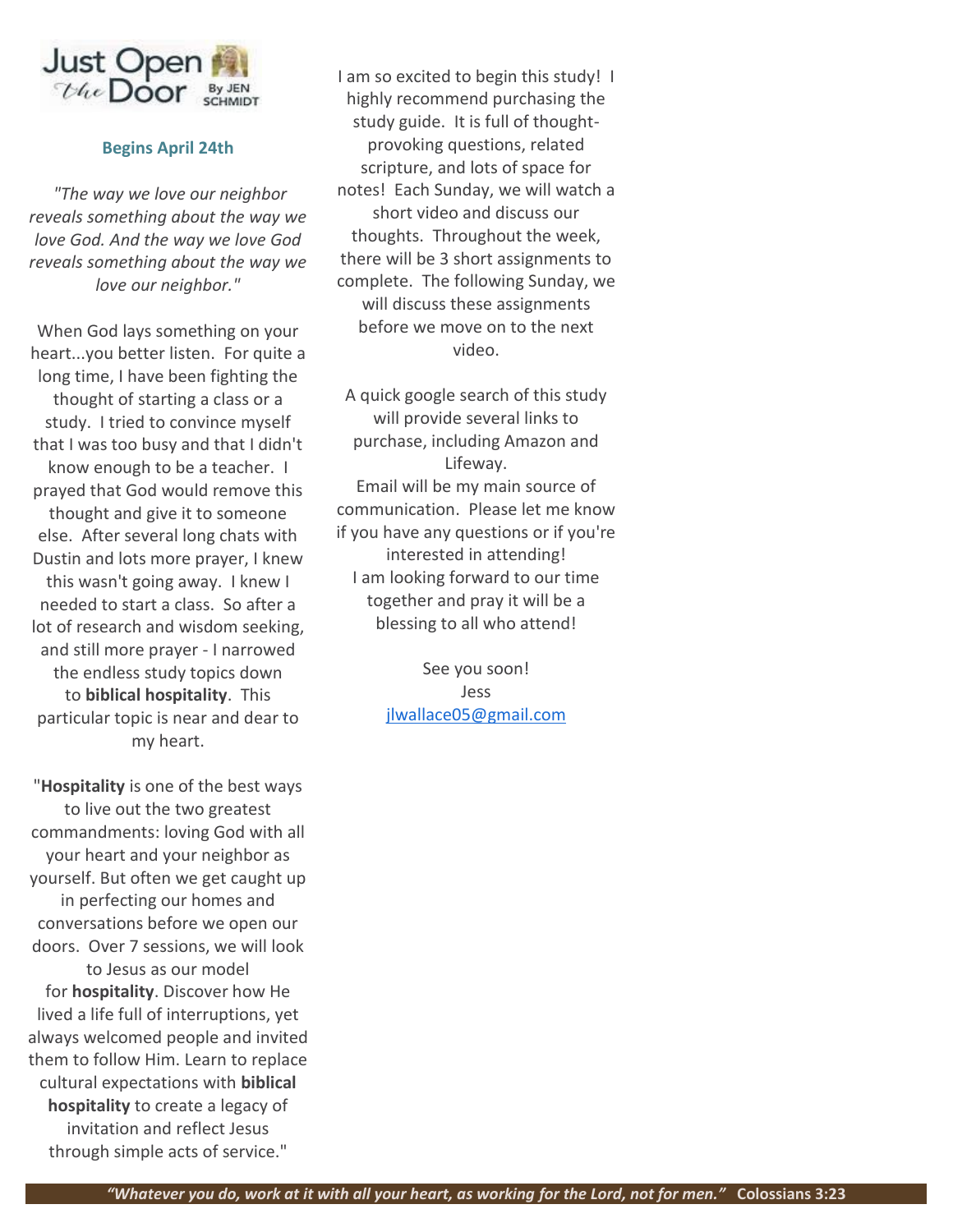Just Open the Door By JEN SCHMIDT

**Begins April 24th**

*"The way we love our neighbor reveals something about the way we love God. And the way we love God reveals something about the way we love our neighbor."*

When God lays something on your heart...you better listen. For quite a long time, I have been fighting the thought of starting a class or a study. I tried to convince myself that I was too busy and that I didn't know enough to be a teacher. I prayed that God would remove this thought and give it to someone else. After several long chats with Dustin and lots more prayer, I knew this wasn't going away. I knew I needed to start a class. So after a lot of research and wisdom seeking, and still more prayer - I narrowed the endless study topics down to **biblical hospitality**. This particular topic is near and dear to my heart.

"**Hospitality** is one of the best ways to live out the two greatest commandments: loving God with all your heart and your neighbor as yourself. But often we get caught up in perfecting our homes and conversations before we open our doors. Over 7 sessions, we will look to Jesus as our model for **hospitality**. Discover how He lived a life full of interruptions, yet always welcomed people and invited them to follow Him. Learn to replace cultural expectations with **biblical hospitality** to create a legacy of invitation and reflect Jesus through simple acts of service."

I am so excited to begin this study! I highly recommend purchasing the study guide. It is full of thought-provoking questions, related scripture, and lots of space for notes! Each Sunday, we will watch a short video and discuss our thoughts. Throughout the week, there will be 3 short assignments to complete. The following Sunday, we will discuss these assignments before we move on to the next video.

A quick google search of this study will provide several links to purchase, including Amazon and Lifeway.
Email will be my main source of communication. Please let me know if you have any questions or if you're interested in attending!
I am looking forward to our time together and pray it will be a blessing to all who attend!

See you soon!
Jess
jlwallace05@gmail.com

*"Whatever you do, work at it with all your heart, as working for the Lord, not for men."* **Colossians 3:23**